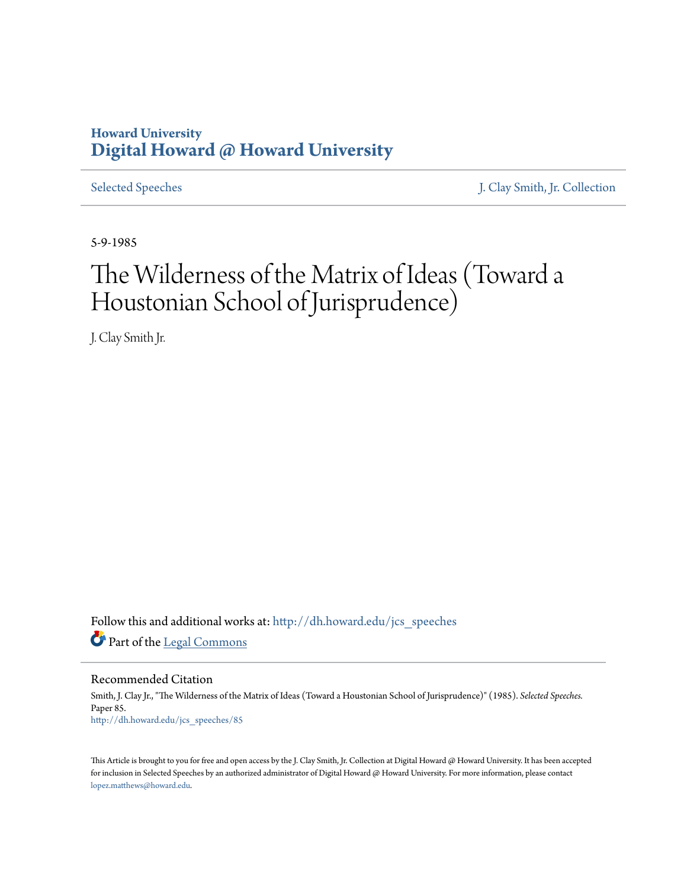Howard University
# Digital Howard @ Howard University

Selected Speeches | J. Clay Smith, Jr. Collection

5-9-1985

# The Wilderness of the Matrix of Ideas (Toward a Houstonian School of Jurisprudence)

J. Clay Smith Jr.

Follow this and additional works at: http://dh.howard.edu/jcs_speeches

Part of the Legal Commons

## Recommended Citation

Smith, J. Clay Jr., "The Wilderness of the Matrix of Ideas (Toward a Houstonian School of Jurisprudence)" (1985). *Selected Speeches.* Paper 85.
http://dh.howard.edu/jcs_speeches/85

This Article is brought to you for free and open access by the J. Clay Smith, Jr. Collection at Digital Howard @ Howard University. It has been accepted for inclusion in Selected Speeches by an authorized administrator of Digital Howard @ Howard University. For more information, please contact lopez.matthews@howard.edu.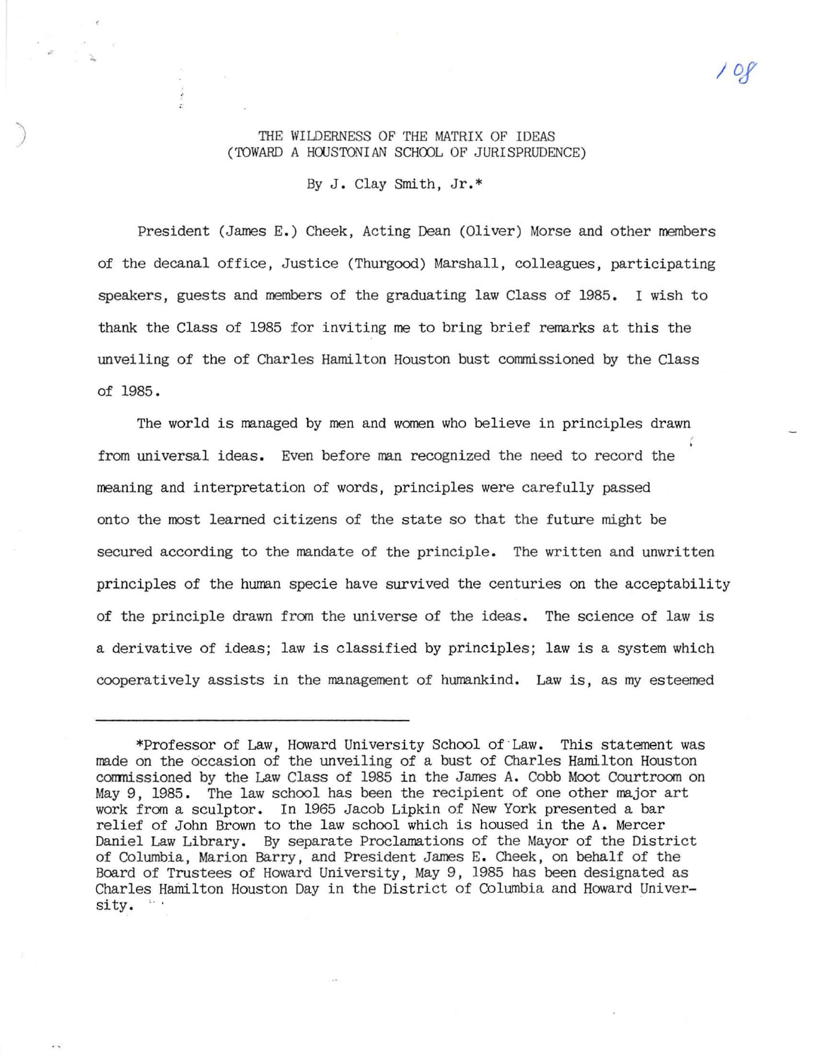# THE WILDERNESS OF THE MATRIX OF IDEAS
## (TOWARD A HOUSTONIAN SCHOOL OF JURISPRUDENCE)

By J. Clay Smith, Jr.*

President (James E.) Cheek, Acting Dean (Oliver) Morse and other members of the decanal office, Justice (Thurgood) Marshall, colleagues, participating speakers, guests and members of the graduating law Class of 1985. I wish to thank the Class of 1985 for inviting me to bring brief remarks at this the unveiling of the of Charles Hamilton Houston bust commissioned by the Class of 1985.

The world is managed by men and women who believe in principles drawn from universal ideas. Even before man recognized the need to record the meaning and interpretation of words, principles were carefully passed onto the most learned citizens of the state so that the future might be secured according to the mandate of the principle. The written and unwritten principles of the human specie have survived the centuries on the acceptability of the principle drawn from the universe of the ideas. The science of law is a derivative of ideas; law is classified by principles; law is a system which cooperatively assists in the management of humankind. Law is, as my esteemed

---

*Professor of Law, Howard University School of Law. This statement was made on the occasion of the unveiling of a bust of Charles Hamilton Houston commissioned by the Law Class of 1985 in the James A. Cobb Moot Courtroom on May 9, 1985. The law school has been the recipient of one other major art work from a sculptor. In 1965 Jacob Lipkin of New York presented a bar relief of John Brown to the law school which is housed in the A. Mercer Daniel Law Library. By separate Proclamations of the Mayor of the District of Columbia, Marion Barry, and President James E. Cheek, on behalf of the Board of Trustees of Howard University, May 9, 1985 has been designated as Charles Hamilton Houston Day in the District of Columbia and Howard University.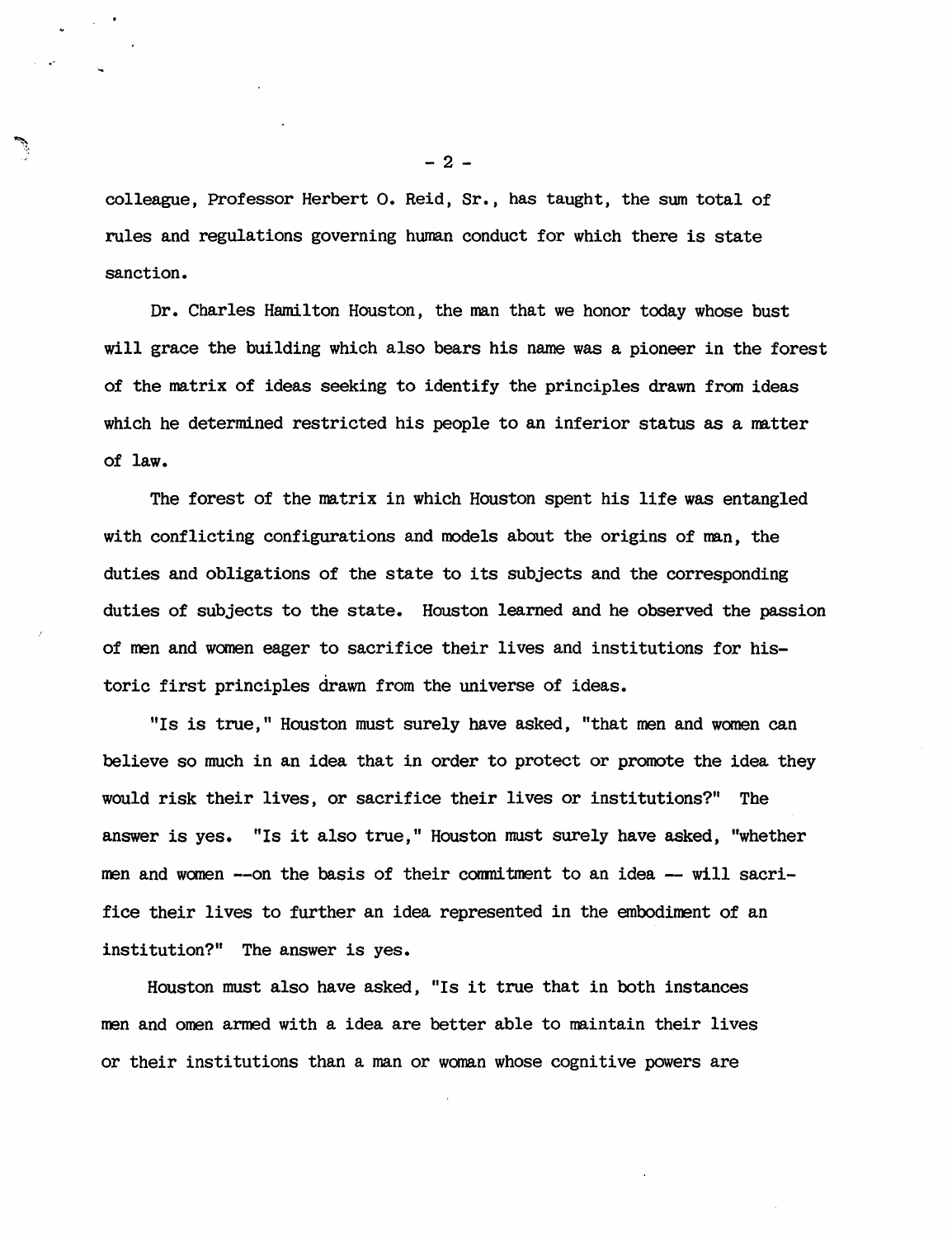colleague, Professor Herbert O. Reid, Sr., has taught, the sum total of rules and regulations governing human conduct for which there is state sanction.

Dr. Charles Hamilton Houston, the man that we honor today whose bust will grace the building which also bears his name was a pioneer in the forest of the matrix of ideas seeking to identify the principles drawn from ideas which he determined restricted his people to an inferior status as a matter of law.

The forest of the matrix in which Houston spent his life was entangled with conflicting configurations and models about the origins of man, the duties and obligations of the state to its subjects and the corresponding duties of subjects to the state. Houston learned and he observed the passion of men and women eager to sacrifice their lives and institutions for historic first principles drawn from the universe of ideas.

"Is is true," Houston must surely have asked, "that men and women can believe so much in an idea that in order to protect or promote the idea they would risk their lives, or sacrifice their lives or institutions?" The answer is yes. "Is it also true," Houston must surely have asked, "whether men and women --on the basis of their commitment to an idea -- will sacrifice their lives to further an idea represented in the embodiment of an institution?" The answer is yes.

Houston must also have asked, "Is it true that in both instances men and omen armed with a idea are better able to maintain their lives or their institutions than a man or woman whose cognitive powers are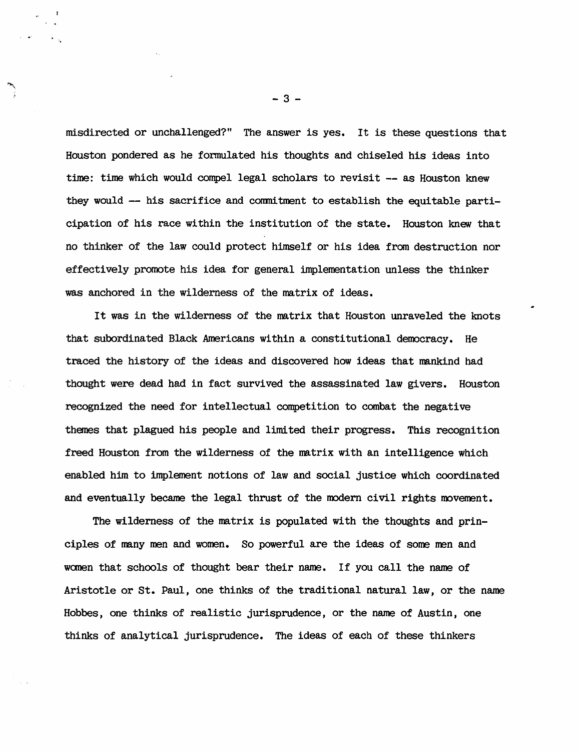misdirected or unchallenged?" The answer is yes. It is these questions that Houston pondered as he formulated his thoughts and chiseled his ideas into time: time which would compel legal scholars to revisit -- as Houston knew they would -- his sacrifice and commitment to establish the equitable participation of his race within the institution of the state. Houston knew that no thinker of the law could protect himself or his idea from destruction nor effectively promote his idea for general implementation unless the thinker was anchored in the wilderness of the matrix of ideas.

It was in the wilderness of the matrix that Houston unraveled the knots that subordinated Black Americans within a constitutional democracy. He traced the history of the ideas and discovered how ideas that mankind had thought were dead had in fact survived the assassinated law givers. Houston recognized the need for intellectual competition to combat the negative themes that plagued his people and limited their progress. This recognition freed Houston from the wilderness of the matrix with an intelligence which enabled him to implement notions of law and social justice which coordinated and eventually became the legal thrust of the modern civil rights movement.

The wilderness of the matrix is populated with the thoughts and principles of many men and women. So powerful are the ideas of some men and women that schools of thought bear their name. If you call the name of Aristotle or St. Paul, one thinks of the traditional natural law, or the name Hobbes, one thinks of realistic jurisprudence, or the name of Austin, one thinks of analytical jurisprudence. The ideas of each of these thinkers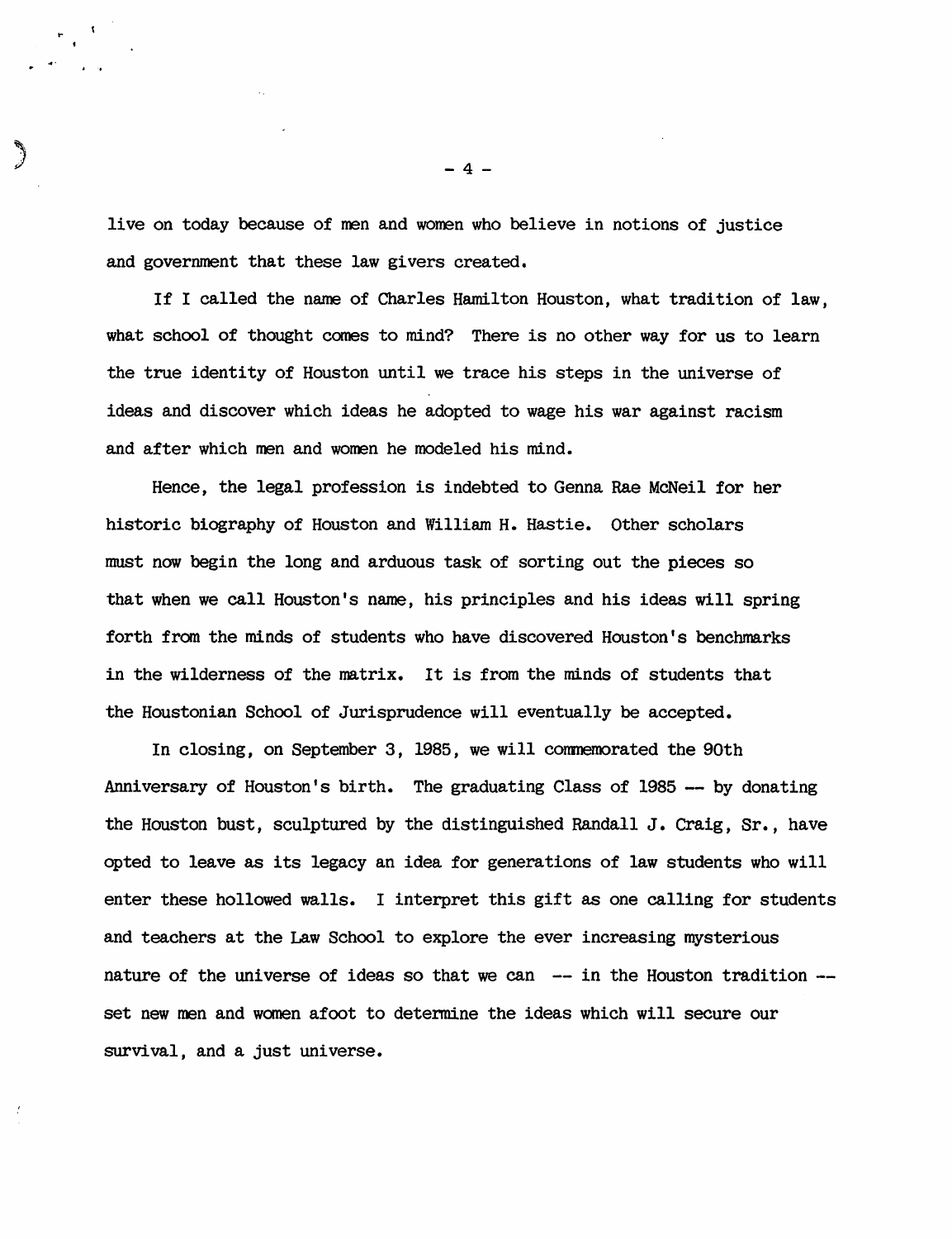live on today because of men and women who believe in notions of justice and government that these law givers created.

If I called the name of Charles Hamilton Houston, what tradition of law, what school of thought comes to mind? There is no other way for us to learn the true identity of Houston until we trace his steps in the universe of ideas and discover which ideas he adopted to wage his war against racism and after which men and women he modeled his mind.

Hence, the legal profession is indebted to Genna Rae McNeil for her historic biography of Houston and William H. Hastie. Other scholars must now begin the long and arduous task of sorting out the pieces so that when we call Houston's name, his principles and his ideas will spring forth from the minds of students who have discovered Houston's benchmarks in the wilderness of the matrix. It is from the minds of students that the Houstonian School of Jurisprudence will eventually be accepted.

In closing, on September 3, 1985, we will commemorated the 90th Anniversary of Houston's birth. The graduating Class of 1985 -- by donating the Houston bust, sculptured by the distinguished Randall J. Craig, Sr., have opted to leave as its legacy an idea for generations of law students who will enter these hollowed walls. I interpret this gift as one calling for students and teachers at the Law School to explore the ever increasing mysterious nature of the universe of ideas so that we can -- in the Houston tradition -- set new men and women afoot to determine the ideas which will secure our survival, and a just universe.